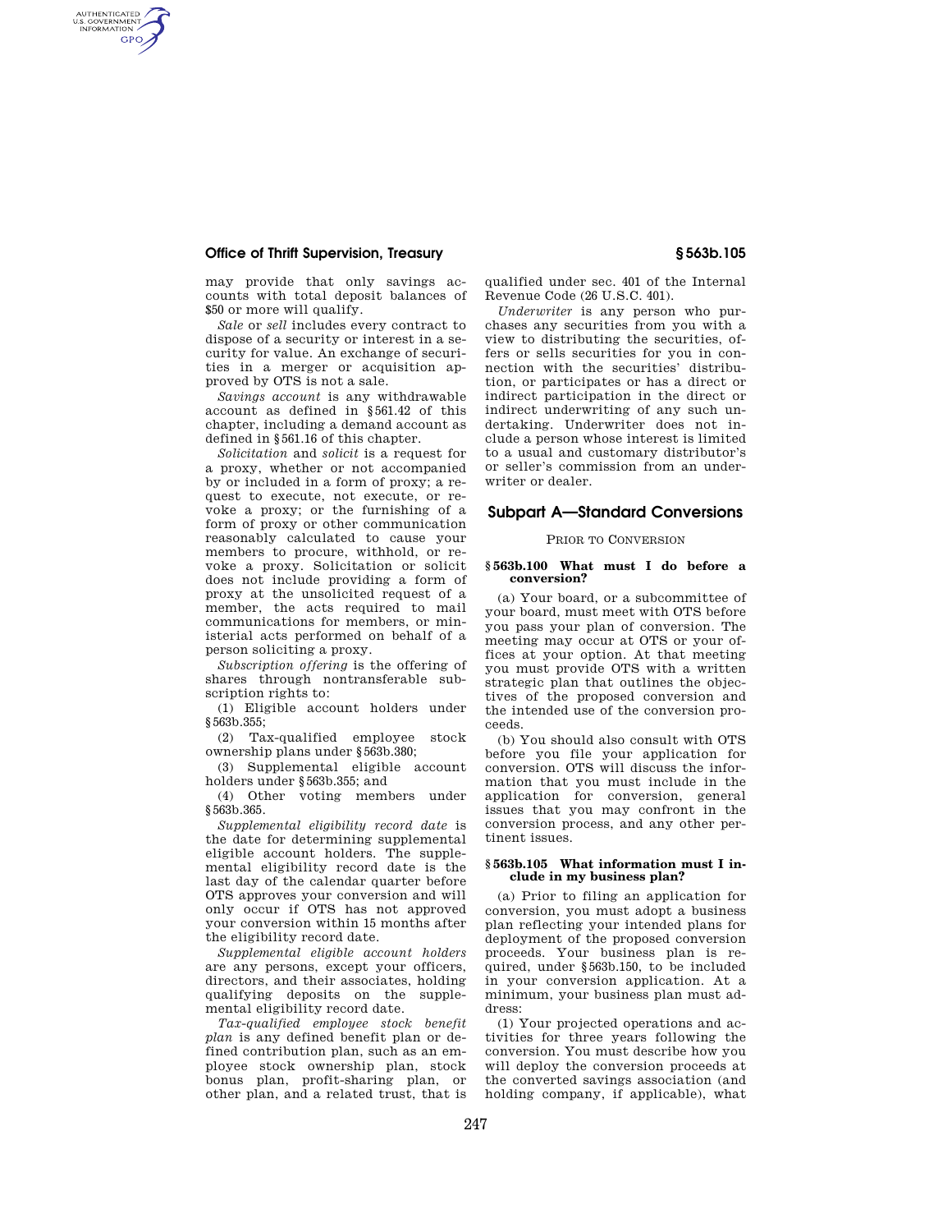may provide that only savings accounts with total deposit balances of $50 or more will qualify.

*Sale* or *sell* includes every contract to dispose of a security or interest in a security for value. An exchange of securities in a merger or acquisition approved by OTS is not a sale.

*Savings account* is any withdrawable account as defined in §561.42 of this chapter, including a demand account as defined in §561.16 of this chapter.

*Solicitation* and *solicit* is a request for a proxy, whether or not accompanied by or included in a form of proxy; a request to execute, not execute, or revoke a proxy; or the furnishing of a form of proxy or other communication reasonably calculated to cause your members to procure, withhold, or revoke a proxy. Solicitation or solicit does not include providing a form of proxy at the unsolicited request of a member, the acts required to mail communications for members, or ministerial acts performed on behalf of a person soliciting a proxy.

*Subscription offering* is the offering of shares through nontransferable subscription rights to:

(1) Eligible account holders under §563b.355;

(2) Tax-qualified employee stock ownership plans under §563b.380;

(3) Supplemental eligible account holders under §563b.355; and

(4) Other voting members under §563b.365.

*Supplemental eligibility record date* is the date for determining supplemental eligible account holders. The supplemental eligibility record date is the last day of the calendar quarter before OTS approves your conversion and will only occur if OTS has not approved your conversion within 15 months after the eligibility record date.

*Supplemental eligible account holders* are any persons, except your officers, directors, and their associates, holding qualifying deposits on the supplemental eligibility record date.

*Tax-qualified employee stock benefit plan* is any defined benefit plan or defined contribution plan, such as an employee stock ownership plan, stock bonus plan, profit-sharing plan, or other plan, and a related trust, that is qualified under sec. 401 of the Internal Revenue Code (26 U.S.C. 401).

*Underwriter* is any person who purchases any securities from you with a view to distributing the securities, offers or sells securities for you in connection with the securities' distribution, or participates or has a direct or indirect participation in the direct or indirect underwriting of any such undertaking. Underwriter does not include a person whose interest is limited to a usual and customary distributor's or seller's commission from an underwriter or dealer.

## Subpart A—Standard Conversions

PRIOR TO CONVERSION

### § 563b.100 What must I do before a conversion?

(a) Your board, or a subcommittee of your board, must meet with OTS before you pass your plan of conversion. The meeting may occur at OTS or your offices at your option. At that meeting you must provide OTS with a written strategic plan that outlines the objectives of the proposed conversion and the intended use of the conversion proceeds.

(b) You should also consult with OTS before you file your application for conversion. OTS will discuss the information that you must include in the application for conversion, general issues that you may confront in the conversion process, and any other pertinent issues.

### § 563b.105 What information must I include in my business plan?

(a) Prior to filing an application for conversion, you must adopt a business plan reflecting your intended plans for deployment of the proposed conversion proceeds. Your business plan is required, under §563b.150, to be included in your conversion application. At a minimum, your business plan must address:

(1) Your projected operations and activities for three years following the conversion. You must describe how you will deploy the conversion proceeds at the converted savings association (and holding company, if applicable), what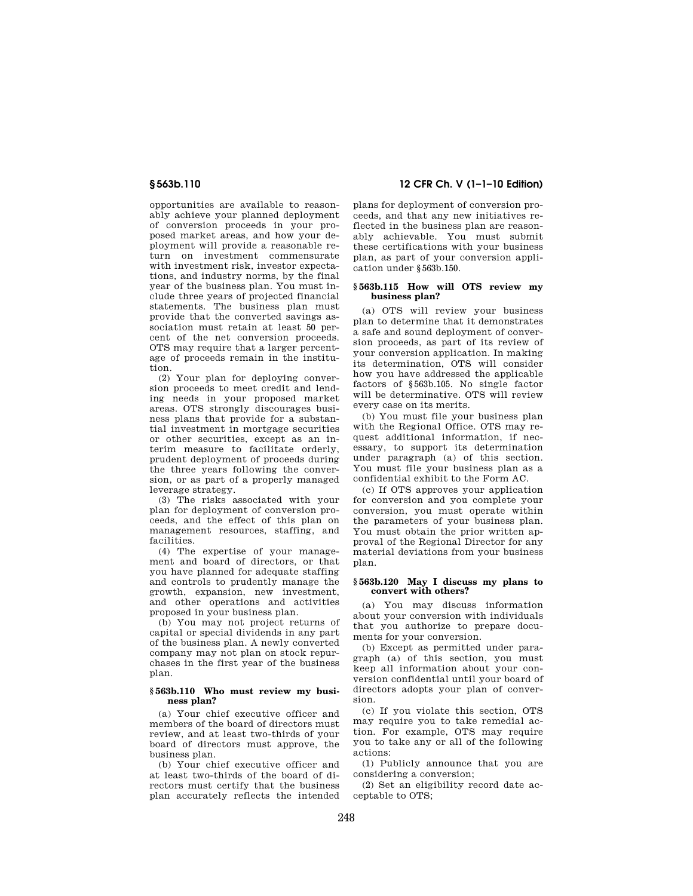opportunities are available to reasonably achieve your planned deployment of conversion proceeds in your proposed market areas, and how your deployment will provide a reasonable return on investment commensurate with investment risk, investor expectations, and industry norms, by the final year of the business plan. You must include three years of projected financial statements. The business plan must provide that the converted savings association must retain at least 50 percent of the net conversion proceeds. OTS may require that a larger percentage of proceeds remain in the institution.

(2) Your plan for deploying conversion proceeds to meet credit and lending needs in your proposed market areas. OTS strongly discourages business plans that provide for a substantial investment in mortgage securities or other securities, except as an interim measure to facilitate orderly, prudent deployment of proceeds during the three years following the conversion, or as part of a properly managed leverage strategy.

(3) The risks associated with your plan for deployment of conversion proceeds, and the effect of this plan on management resources, staffing, and facilities.

(4) The expertise of your management and board of directors, or that you have planned for adequate staffing and controls to prudently manage the growth, expansion, new investment, and other operations and activities proposed in your business plan.

(b) You may not project returns of capital or special dividends in any part of the business plan. A newly converted company may not plan on stock repurchases in the first year of the business plan.

### § 563b.110 Who must review my business plan?

(a) Your chief executive officer and members of the board of directors must review, and at least two-thirds of your board of directors must approve, the business plan.

(b) Your chief executive officer and at least two-thirds of the board of directors must certify that the business plan accurately reflects the intended plans for deployment of conversion proceeds, and that any new initiatives reflected in the business plan are reasonably achievable. You must submit these certifications with your business plan, as part of your conversion application under § 563b.150.

### § 563b.115 How will OTS review my business plan?

(a) OTS will review your business plan to determine that it demonstrates a safe and sound deployment of conversion proceeds, as part of its review of your conversion application. In making its determination, OTS will consider how you have addressed the applicable factors of § 563b.105. No single factor will be determinative. OTS will review every case on its merits.

(b) You must file your business plan with the Regional Office. OTS may request additional information, if necessary, to support its determination under paragraph (a) of this section. You must file your business plan as a confidential exhibit to the Form AC.

(c) If OTS approves your application for conversion and you complete your conversion, you must operate within the parameters of your business plan. You must obtain the prior written approval of the Regional Director for any material deviations from your business plan.

### § 563b.120 May I discuss my plans to convert with others?

(a) You may discuss information about your conversion with individuals that you authorize to prepare documents for your conversion.

(b) Except as permitted under paragraph (a) of this section, you must keep all information about your conversion confidential until your board of directors adopts your plan of conversion.

(c) If you violate this section, OTS may require you to take remedial action. For example, OTS may require you to take any or all of the following actions:

(1) Publicly announce that you are considering a conversion;

(2) Set an eligibility record date acceptable to OTS;